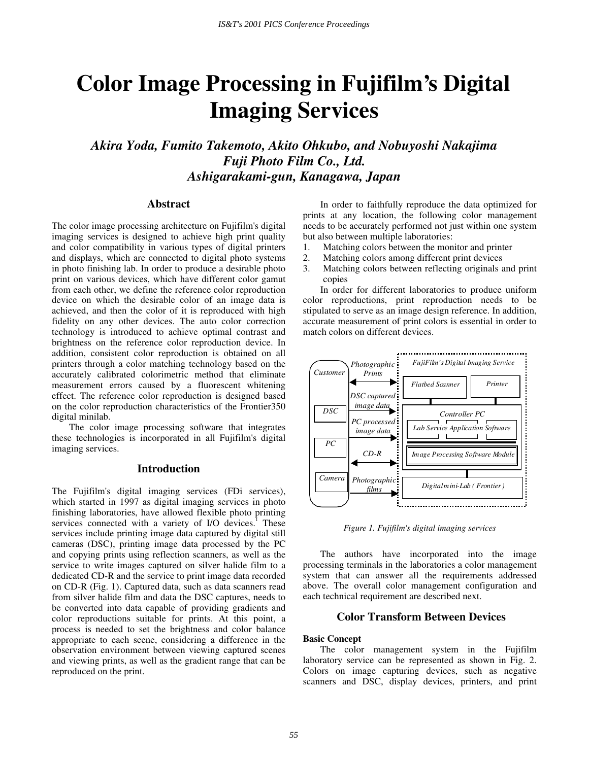# Color Image Processing in Fujifilm's Digital Imaging Services

***Akira Yoda, Fumito Takemoto, Akito Ohkubo, and Nobuyoshi Nakajima***
***Fuji Photo Film Co., Ltd.***
***Ashigarakami-gun, Kanagawa, Japan***

## Abstract

The color image processing architecture on Fujifilm's digital imaging services is designed to achieve high print quality and color compatibility in various types of digital printers and displays, which are connected to digital photo systems in photo finishing lab. In order to produce a desirable photo print on various devices, which have different color gamut from each other, we define the reference color reproduction device on which the desirable color of an image data is achieved, and then the color of it is reproduced with high fidelity on any other devices. The auto color correction technology is introduced to achieve optimal contrast and brightness on the reference color reproduction device. In addition, consistent color reproduction is obtained on all printers through a color matching technology based on the accurately calibrated colorimetric method that eliminate measurement errors caused by a fluorescent whitening effect. The reference color reproduction is designed based on the color reproduction characteristics of the Frontier350 digital minilab.

The color image processing software that integrates these technologies is incorporated in all Fujifilm's digital imaging services.

## Introduction

The Fujifilm's digital imaging services (FDi services), which started in 1997 as digital imaging services in photo finishing laboratories, have allowed flexible photo printing services connected with a variety of I/O devices.[1] These services include printing image data captured by digital still cameras (DSC), printing image data processed by the PC and copying prints using reflection scanners, as well as the service to write images captured on silver halide film to a dedicated CD-R and the service to print image data recorded on CD-R (Fig. 1). Captured data, such as data scanners read from silver halide film and data the DSC captures, needs to be converted into data capable of providing gradients and color reproductions suitable for prints. At this point, a process is needed to set the brightness and color balance appropriate to each scene, considering a difference in the observation environment between viewing captured scenes and viewing prints, as well as the gradient range that can be reproduced on the print.

In order to faithfully reproduce the data optimized for prints at any location, the following color management needs to be accurately performed not just within one system but also between multiple laboratories:

1. Matching colors between the monitor and printer
2. Matching colors among different print devices
3. Matching colors between reflecting originals and print copies

In order for different laboratories to produce uniform color reproductions, print reproduction needs to be stipulated to serve as an image design reference. In addition, accurate measurement of print colors is essential in order to match colors on different devices.

*Figure 1. Fujifilm's digital imaging services*

The authors have incorporated into the image processing terminals in the laboratories a color management system that can answer all the requirements addressed above. The overall color management configuration and each technical requirement are described next.

## Color Transform Between Devices

### Basic Concept

The color management system in the Fujifilm laboratory service can be represented as shown in Fig. 2. Colors on image capturing devices, such as negative scanners and DSC, display devices, printers, and print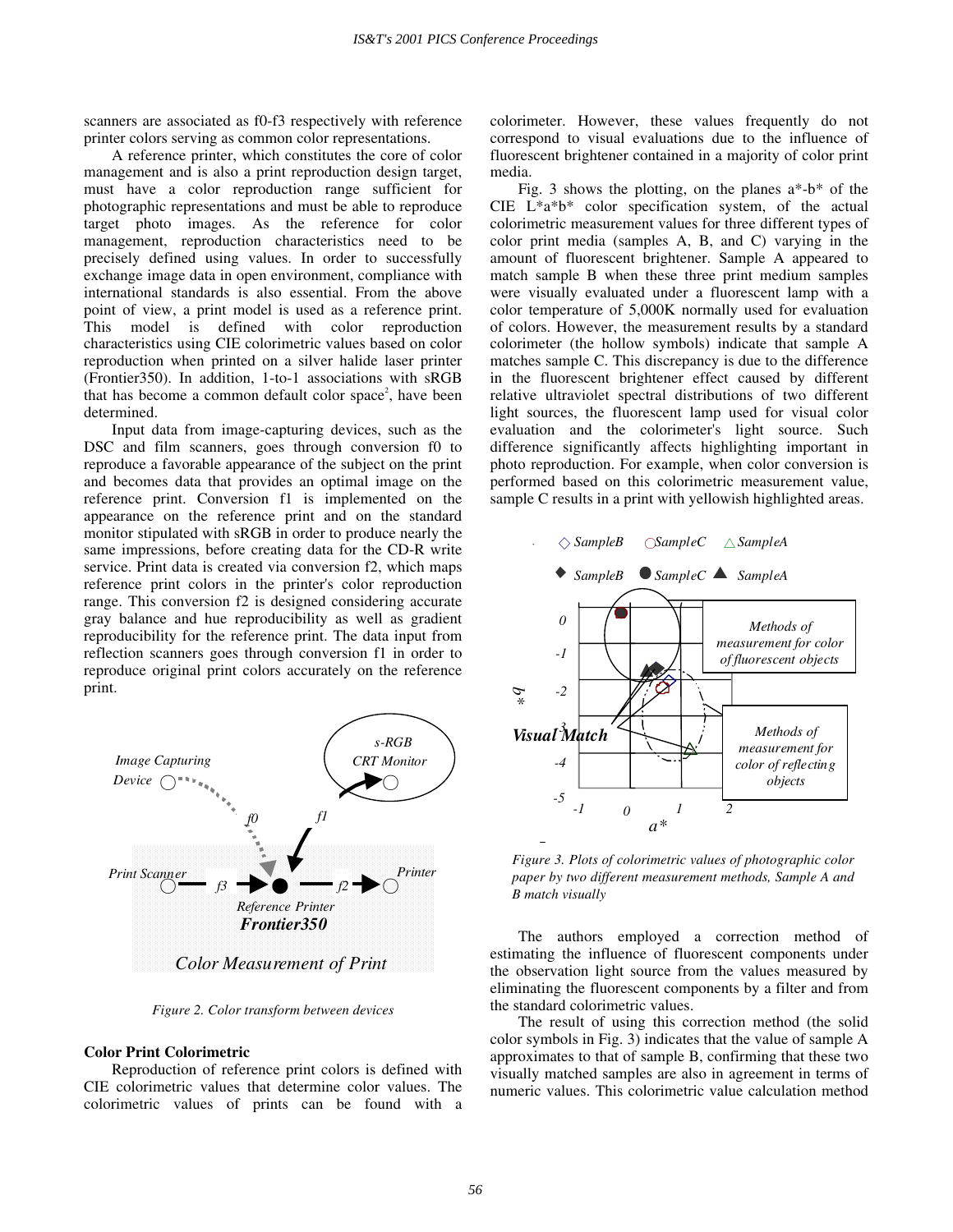scanners are associated as f0-f3 respectively with reference printer colors serving as common color representations.

A reference printer, which constitutes the core of color management and is also a print reproduction design target, must have a color reproduction range sufficient for photographic representations and must be able to reproduce target photo images. As the reference for color management, reproduction characteristics need to be precisely defined using values. In order to successfully exchange image data in open environment, compliance with international standards is also essential. From the above point of view, a print model is used as a reference print. This model is defined with color reproduction characteristics using CIE colorimetric values based on color reproduction when printed on a silver halide laser printer (Frontier350). In addition, 1-to-1 associations with sRGB that has become a common default color space[2], have been determined.

Input data from image-capturing devices, such as the DSC and film scanners, goes through conversion f0 to reproduce a favorable appearance of the subject on the print and becomes data that provides an optimal image on the reference print. Conversion f1 is implemented on the appearance on the reference print and on the standard monitor stipulated with sRGB in order to produce nearly the same impressions, before creating data for the CD-R write service. Print data is created via conversion f2, which maps reference print colors in the printer's color reproduction range. This conversion f2 is designed considering accurate gray balance and hue reproducibility as well as gradient reproducibility for the reference print. The data input from reflection scanners goes through conversion f1 in order to reproduce original print colors accurately on the reference print.

*Figure 2. Color transform between devices*

### Color Print Colorimetric

Reproduction of reference print colors is defined with CIE colorimetric values that determine color values. The colorimetric values of prints can be found with a colorimeter. However, these values frequently do not correspond to visual evaluations due to the influence of fluorescent brightener contained in a majority of color print media.

Fig. 3 shows the plotting, on the planes a\*-b\* of the CIE L\*a\*b\* color specification system, of the actual colorimetric measurement values for three different types of color print media (samples A, B, and C) varying in the amount of fluorescent brightener. Sample A appeared to match sample B when these three print medium samples were visually evaluated under a fluorescent lamp with a color temperature of 5,000K normally used for evaluation of colors. However, the measurement results by a standard colorimeter (the hollow symbols) indicate that sample A matches sample C. This discrepancy is due to the difference in the fluorescent brightener effect caused by different relative ultraviolet spectral distributions of two different light sources, the fluorescent lamp used for visual color evaluation and the colorimeter's light source. Such difference significantly affects highlighting important in photo reproduction. For example, when color conversion is performed based on this colorimetric measurement value, sample C results in a print with yellowish highlighted areas.

*Figure 3. Plots of colorimetric values of photographic color paper by two different measurement methods, Sample A and B match visually*

The authors employed a correction method of estimating the influence of fluorescent components under the observation light source from the values measured by eliminating the fluorescent components by a filter and from the standard colorimetric values.

The result of using this correction method (the solid color symbols in Fig. 3) indicates that the value of sample A approximates to that of sample B, confirming that these two visually matched samples are also in agreement in terms of numeric values. This colorimetric value calculation method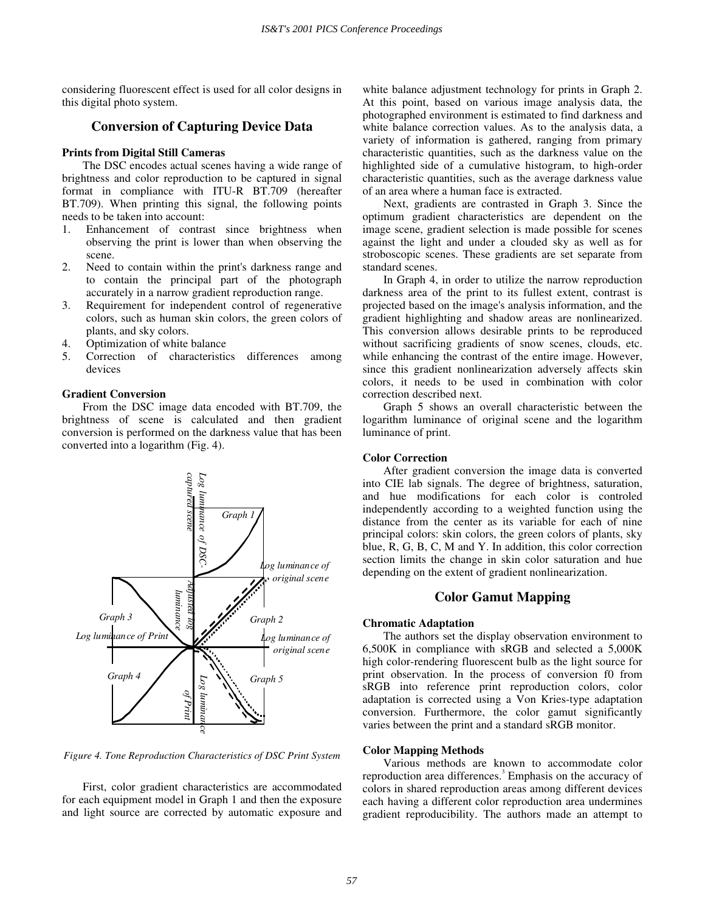considering fluorescent effect is used for all color designs in this digital photo system.

## Conversion of Capturing Device Data

### Prints from Digital Still Cameras

The DSC encodes actual scenes having a wide range of brightness and color reproduction to be captured in signal format in compliance with ITU-R BT.709 (hereafter BT.709). When printing this signal, the following points needs to be taken into account:

1. Enhancement of contrast since brightness when observing the print is lower than when observing the scene.
2. Need to contain within the print's darkness range and to contain the principal part of the photograph accurately in a narrow gradient reproduction range.
3. Requirement for independent control of regenerative colors, such as human skin colors, the green colors of plants, and sky colors.
4. Optimization of white balance
5. Correction of characteristics differences among devices

### Gradient Conversion

From the DSC image data encoded with BT.709, the brightness of scene is calculated and then gradient conversion is performed on the darkness value that has been converted into a logarithm (Fig. 4).

*Figure 4. Tone Reproduction Characteristics of DSC Print System*

First, color gradient characteristics are accommodated for each equipment model in Graph 1 and then the exposure and light source are corrected by automatic exposure and white balance adjustment technology for prints in Graph 2. At this point, based on various image analysis data, the photographed environment is estimated to find darkness and white balance correction values. As to the analysis data, a variety of information is gathered, ranging from primary characteristic quantities, such as the darkness value on the highlighted side of a cumulative histogram, to high-order characteristic quantities, such as the average darkness value of an area where a human face is extracted.

Next, gradients are contrasted in Graph 3. Since the optimum gradient characteristics are dependent on the image scene, gradient selection is made possible for scenes against the light and under a clouded sky as well as for stroboscopic scenes. These gradients are set separate from standard scenes.

In Graph 4, in order to utilize the narrow reproduction darkness area of the print to its fullest extent, contrast is projected based on the image's analysis information, and the gradient highlighting and shadow areas are nonlinearized. This conversion allows desirable prints to be reproduced without sacrificing gradients of snow scenes, clouds, etc. while enhancing the contrast of the entire image. However, since this gradient nonlinearization adversely affects skin colors, it needs to be used in combination with color correction described next.

Graph 5 shows an overall characteristic between the logarithm luminance of original scene and the logarithm luminance of print.

### Color Correction

After gradient conversion the image data is converted into CIE lab signals. The degree of brightness, saturation, and hue modifications for each color is controled independently according to a weighted function using the distance from the center as its variable for each of nine principal colors: skin colors, the green colors of plants, sky blue, R, G, B, C, M and Y. In addition, this color correction section limits the change in skin color saturation and hue depending on the extent of gradient nonlinearization.

## Color Gamut Mapping

### Chromatic Adaptation

The authors set the display observation environment to 6,500K in compliance with sRGB and selected a 5,000K high color-rendering fluorescent bulb as the light source for print observation. In the process of conversion f0 from sRGB into reference print reproduction colors, color adaptation is corrected using a Von Kries-type adaptation conversion. Furthermore, the color gamut significantly varies between the print and a standard sRGB monitor.

### Color Mapping Methods

Various methods are known to accommodate color reproduction area differences.[3] Emphasis on the accuracy of colors in shared reproduction areas among different devices each having a different color reproduction area undermines gradient reproducibility. The authors made an attempt to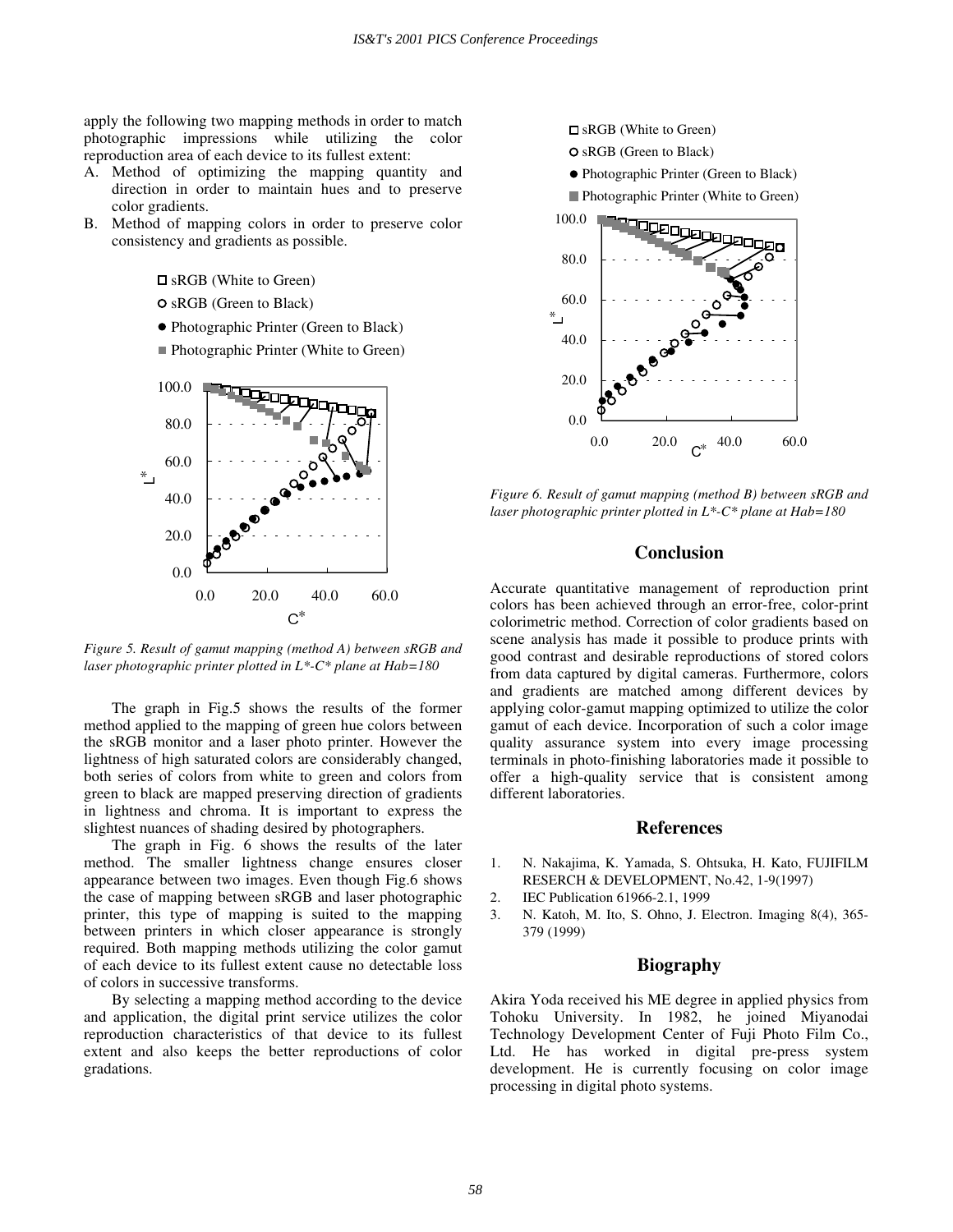apply the following two mapping methods in order to match photographic impressions while utilizing the color reproduction area of each device to its fullest extent:

A. Method of optimizing the mapping quantity and direction in order to maintain hues and to preserve color gradients.
B. Method of mapping colors in order to preserve color consistency and gradients as possible.

□ sRGB (White to Green)
○ sRGB (Green to Black)
● Photographic Printer (Green to Black)
■ Photographic Printer (White to Green)

100.0
80.0
60.0
40.0
20.0
0.0
L*
0.0
20.0
40.0
60.0
C*

*Figure 5. Result of gamut mapping (method A) between sRGB and laser photographic printer plotted in L*-C* plane at Hab=180*

The graph in Fig.5 shows the results of the former method applied to the mapping of green hue colors between the sRGB monitor and a laser photo printer. However the lightness of high saturated colors are considerably changed, both series of colors from white to green and colors from green to black are mapped preserving direction of gradients in lightness and chroma. It is important to express the slightest nuances of shading desired by photographers.

The graph in Fig. 6 shows the results of the later method. The smaller lightness change ensures closer appearance between two images. Even though Fig.6 shows the case of mapping between sRGB and laser photographic printer, this type of mapping is suited to the mapping between printers in which closer appearance is strongly required. Both mapping methods utilizing the color gamut of each device to its fullest extent cause no detectable loss of colors in successive transforms.

By selecting a mapping method according to the device and application, the digital print service utilizes the color reproduction characteristics of that device to its fullest extent and also keeps the better reproductions of color gradations.

□ sRGB (White to Green)
○ sRGB (Green to Black)
● Photographic Printer (Green to Black)
■ Photographic Printer (White to Green)

100.0
80.0
60.0
40.0
20.0
0.0
L*
0.0
20.0
40.0
60.0
C*

*Figure 6. Result of gamut mapping (method B) between sRGB and laser photographic printer plotted in L*-C* plane at Hab=180*

## Conclusion

Accurate quantitative management of reproduction print colors has been achieved through an error-free, color-print colorimetric method. Correction of color gradients based on scene analysis has made it possible to produce prints with good contrast and desirable reproductions of stored colors from data captured by digital cameras. Furthermore, colors and gradients are matched among different devices by applying color-gamut mapping optimized to utilize the color gamut of each device. Incorporation of such a color image quality assurance system into every image processing terminals in photo-finishing laboratories made it possible to offer a high-quality service that is consistent among different laboratories.

## References

1. N. Nakajima, K. Yamada, S. Ohtsuka, H. Kato, FUJIFILM RESERCH & DEVELOPMENT, No.42, 1-9(1997)
2. IEC Publication 61966-2.1, 1999
3. N. Katoh, M. Ito, S. Ohno, J. Electron. Imaging 8(4), 365-379 (1999)

## Biography

Akira Yoda received his ME degree in applied physics from Tohoku University. In 1982, he joined Miyanodai Technology Development Center of Fuji Photo Film Co., Ltd. He has worked in digital pre-press system development. He is currently focusing on color image processing in digital photo systems.